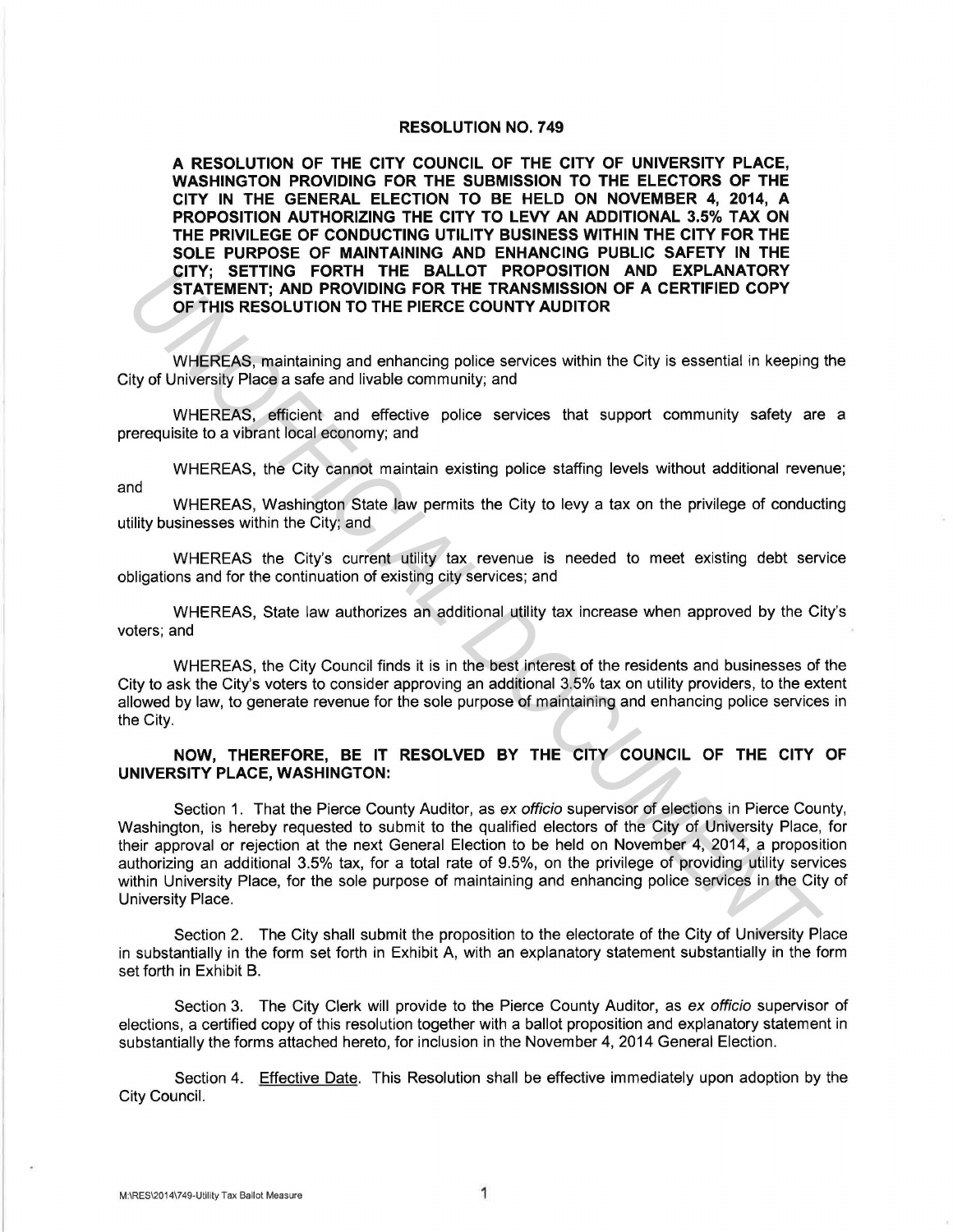# RESOLUTION NO. 749

**A RESOLUTION OF THE CITY COUNCIL OF THE CITY OF UNIVERSITY PLACE, WASHINGTON PROVIDING FOR THE SUBMISSION TO THE ELECTORS OF THE CITY IN THE GENERAL ELECTION TO BE HELD ON NOVEMBER 4, 2014, A PROPOSITION AUTHORIZING THE CITY TO LEVY AN ADDITIONAL 3.5% TAX ON THE PRIVILEGE OF CONDUCTING UTILITY BUSINESS WITHIN THE CITY FOR THE SOLE PURPOSE OF MAINTAINING AND ENHANCING PUBLIC SAFETY IN THE CITY; SETTING FORTH THE BALLOT PROPOSITION AND EXPLANATORY STATEMENT; AND PROVIDING FOR THE TRANSMISSION OF A CERTIFIED COPY OF THIS RESOLUTION TO THE PIERCE COUNTY AUDITOR**

WHEREAS, maintaining and enhancing police services within the City is essential in keeping the City of University Place a safe and livable community; and

WHEREAS, efficient and effective police services that support community safety are a prerequisite to a vibrant local economy; and

WHEREAS, the City cannot maintain existing police staffing levels without additional revenue; and

WHEREAS, Washington State law permits the City to levy a tax on the privilege of conducting utility businesses within the City; and

WHEREAS the City's current utility tax revenue is needed to meet existing debt service obligations and for the continuation of existing city services; and

WHEREAS, State law authorizes an additional utility tax increase when approved by the City's voters; and

WHEREAS, the City Council finds it is in the best interest of the residents and businesses of the City to ask the City's voters to consider approving an additional 3.5% tax on utility providers, to the extent allowed by law, to generate revenue for the sole purpose of maintaining and enhancing police services in the City.

**NOW, THEREFORE, BE IT RESOLVED BY THE CITY COUNCIL OF THE CITY OF UNIVERSITY PLACE, WASHINGTON:**

Section 1. That the Pierce County Auditor, as *ex officio* supervisor of elections in Pierce County, Washington, is hereby requested to submit to the qualified electors of the City of University Place, for their approval or rejection at the next General Election to be held on November 4, 2014, a proposition authorizing an additional 3.5% tax, for a total rate of 9.5%, on the privilege of providing utility services within University Place, for the sole purpose of maintaining and enhancing police services in the City of University Place.

Section 2. The City shall submit the proposition to the electorate of the City of University Place in substantially in the form set forth in Exhibit A, with an explanatory statement substantially in the form set forth in Exhibit B.

Section 3. The City Clerk will provide to the Pierce County Auditor, as *ex officio* supervisor of elections, a certified copy of this resolution together with a ballot proposition and explanatory statement in substantially the forms attached hereto, for inclusion in the November 4, 2014 General Election.

Section 4. Effective Date. This Resolution shall be effective immediately upon adoption by the City Council.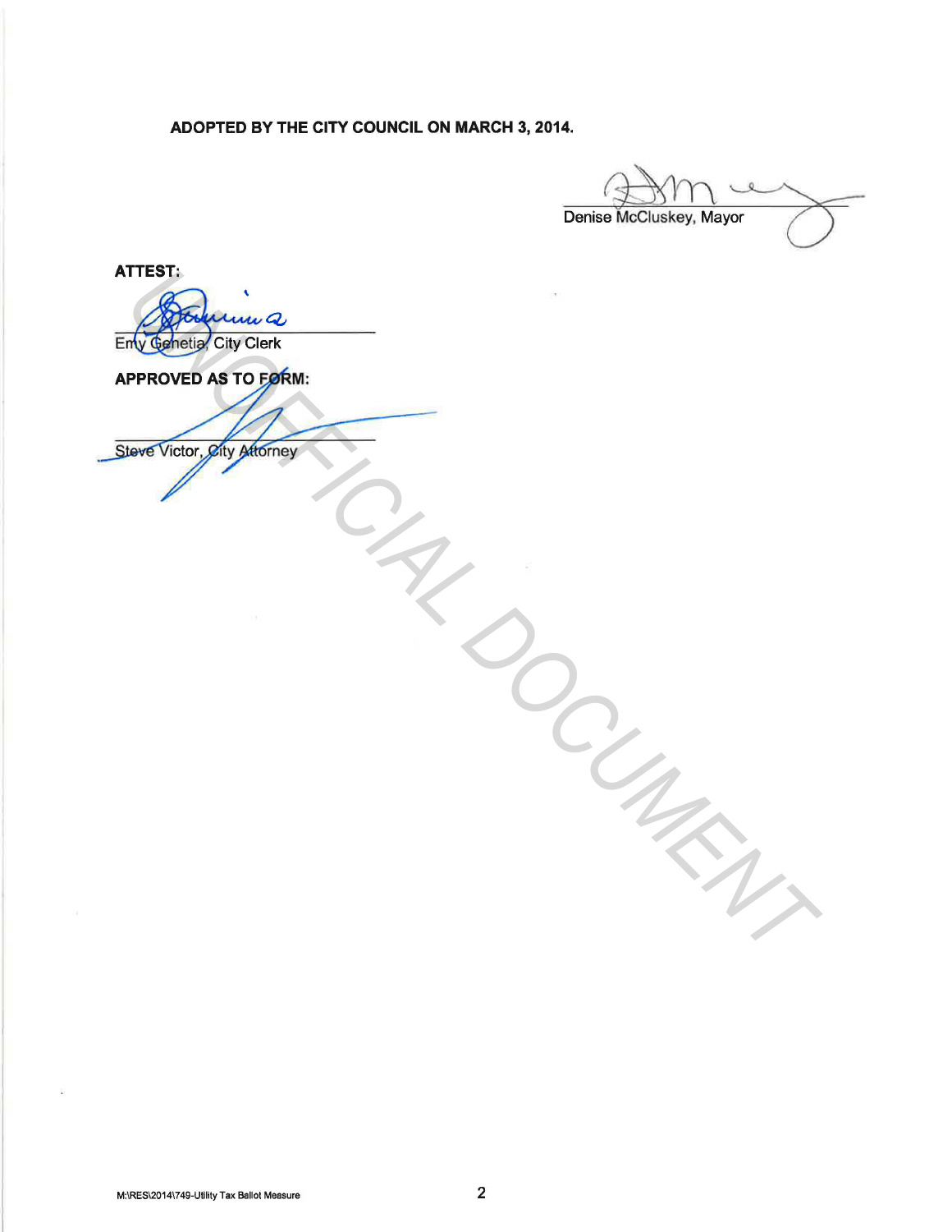**ADOPTED BY THE CITY COUNCIL ON MARCH 3, 2014.**

Denise McCluskey, Mayor

**ATTEST:**

Emy Genetia, City Clerk

**APPROVED AS TO FORM:**

Steve Victor, City Attorney

UNOFFICIAL DOCUMENT

M:\RES\2014\749-Utility Tax Ballot Measure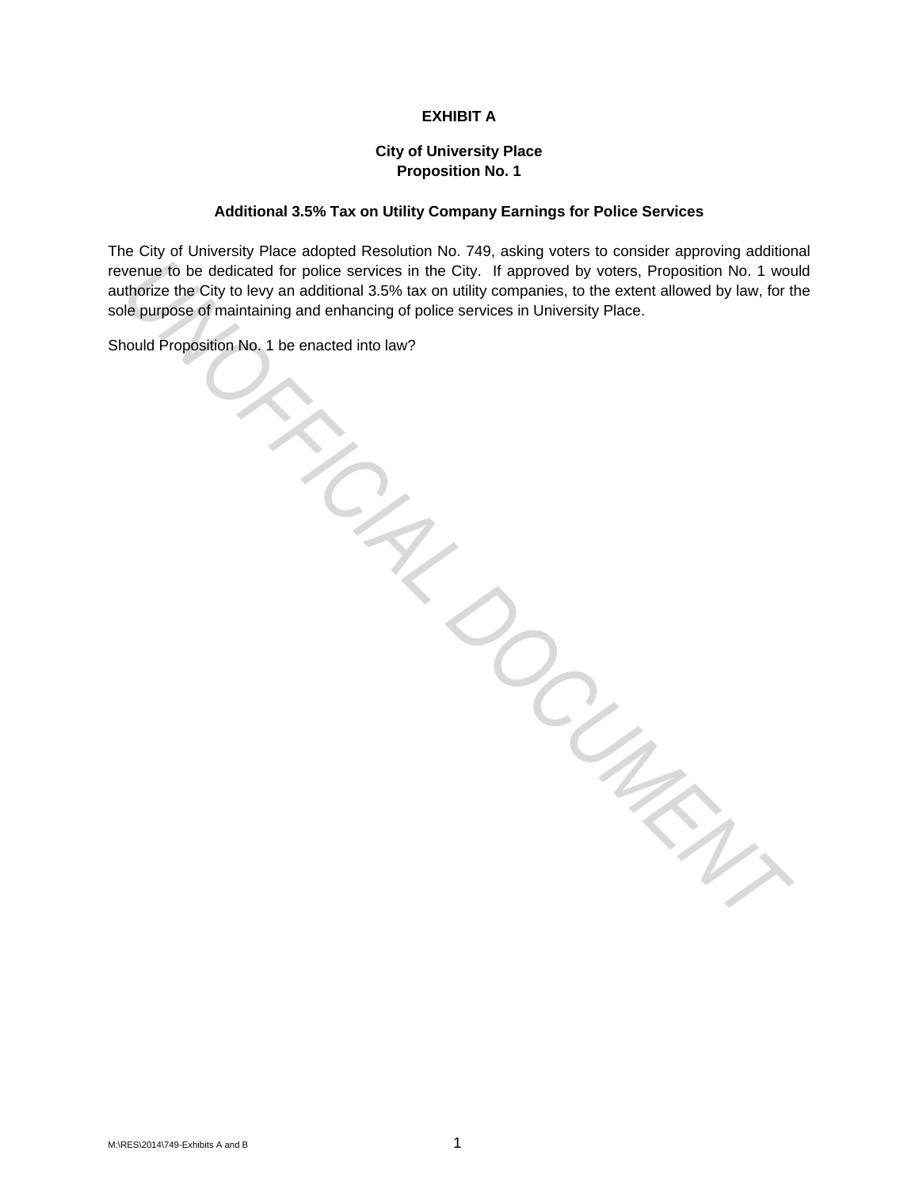# EXHIBIT A

## City of University Place
## Proposition No. 1

### Additional 3.5% Tax on Utility Company Earnings for Police Services

The City of University Place adopted Resolution No. 749, asking voters to consider approving additional revenue to be dedicated for police services in the City. If approved by voters, Proposition No. 1 would authorize the City to levy an additional 3.5% tax on utility companies, to the extent allowed by law, for the sole purpose of maintaining and enhancing of police services in University Place.

Should Proposition No. 1 be enacted into law?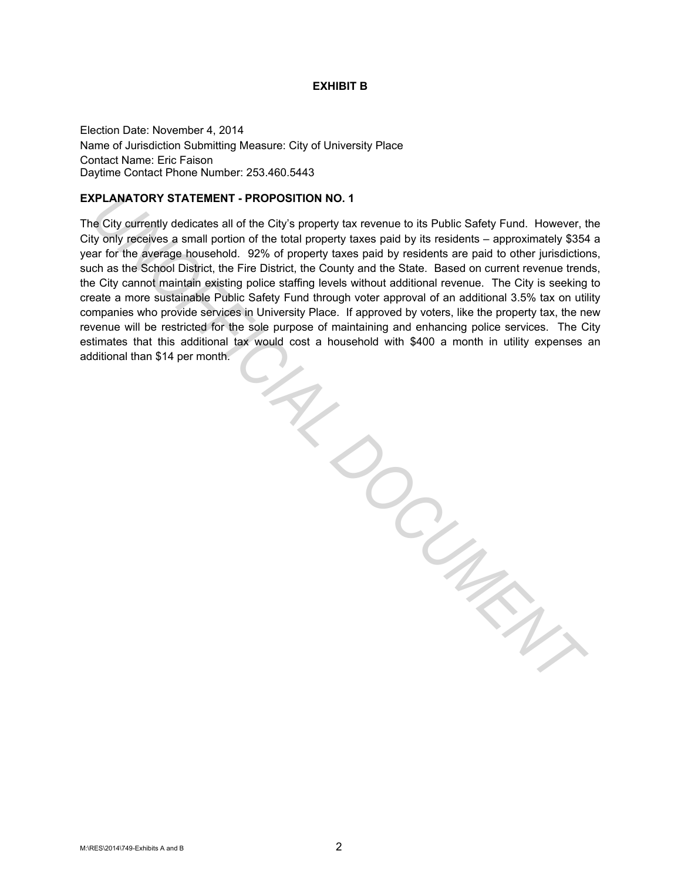**EXHIBIT B**

Election Date: November 4, 2014
Name of Jurisdiction Submitting Measure: City of University Place
Contact Name: Eric Faison
Daytime Contact Phone Number: 253.460.5443

**EXPLANATORY STATEMENT - PROPOSITION NO. 1**

The City currently dedicates all of the City's property tax revenue to its Public Safety Fund. However, the City only receives a small portion of the total property taxes paid by its residents – approximately $354 a year for the average household. 92% of property taxes paid by residents are paid to other jurisdictions, such as the School District, the Fire District, the County and the State. Based on current revenue trends, the City cannot maintain existing police staffing levels without additional revenue. The City is seeking to create a more sustainable Public Safety Fund through voter approval of an additional 3.5% tax on utility companies who provide services in University Place. If approved by voters, like the property tax, the new revenue will be restricted for the sole purpose of maintaining and enhancing police services. The City estimates that this additional tax would cost a household with $400 a month in utility expenses an additional than $14 per month.

M:\RES\2014\749-Exhibits A and B